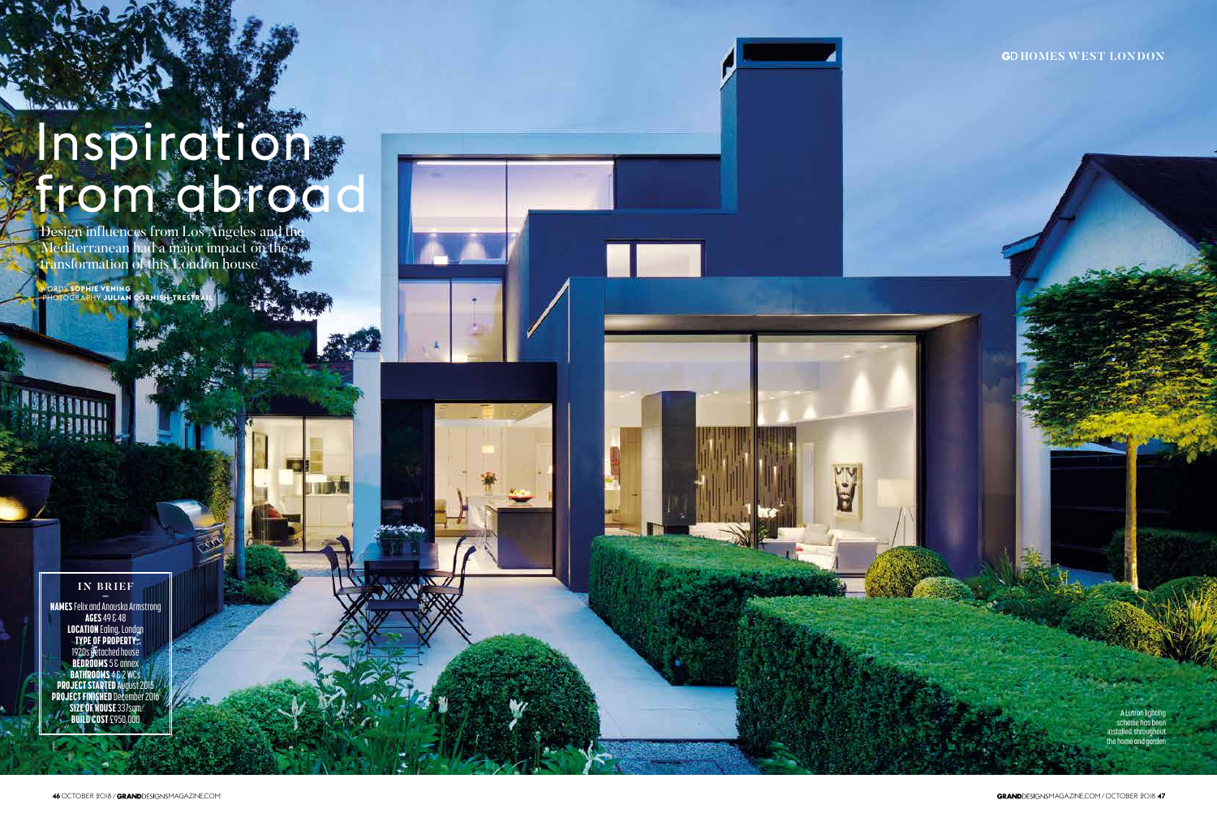# Inspiration from abroad

Design influences from Los Angeles and the Mediterranean had a major impact on the transformation of this London house

WORDS **SOPHIE VENING**
PHOTOGRAPHY **JULIAN CORNISH-TRESTRAIL**

## IN BRIEF

**NAMES** Felix and Anouska Armstrong
**AGES** 49 & 48
**LOCATION** Ealing, London
**TYPE OF PROPERTY** 1920s detached house
**BEDROOMS** 5 & annex
**BATHROOMS** 4 & 2 WCs
**PROJECT STARTED** August 2015
**PROJECT FINISHED** December 2016
**SIZE OF HOUSE** 337sqm
**BUILD COST** £950,000

A Lutron lighting scheme has been installed throughout the home and garden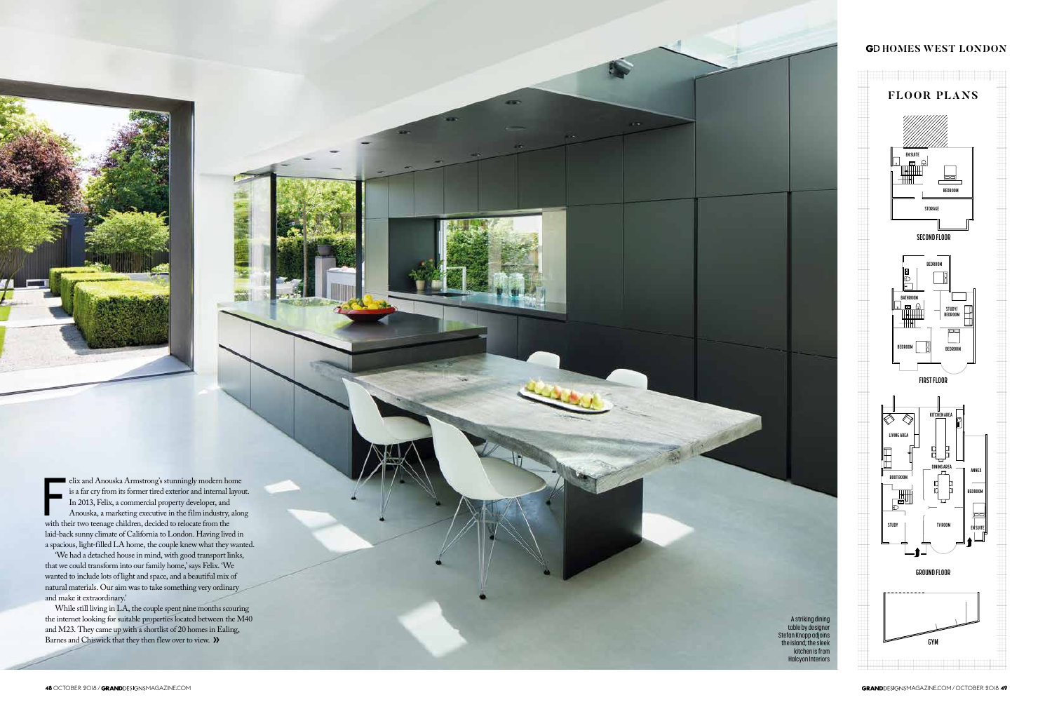Felix and Anouska Armstrong's stunningly modern home is a far cry from its former tired exterior and internal layout. In 2013, Felix, a commercial property developer, and Anouska, a marketing executive in the film industry, along with their two teenage children, decided to relocate from the laid-back sunny climate of California to London. Having lived in a spacious, light-filled LA home, the couple knew what they wanted.

'We had a detached house in mind, with good transport links, that we could transform into our family home,' says Felix. 'We wanted to include lots of light and space, and a beautiful mix of natural materials. Our aim was to take something very ordinary and make it extraordinary.'

While still living in LA, the couple spent nine months scouring the internet looking for suitable properties located between the M40 and M23. They came up with a shortlist of 20 homes in Ealing, Barnes and Chiswick that they then flew over to view. »

A striking dining table by designer Stefan Knopp adjoins the island; the sleek kitchen is from Halcyon Interiors

## FLOOR PLANS

EN SUITE
BEDROOM
STORAGE
SECOND FLOOR

BEDROOM
BATHROOM
STUDY/ BEDROOM
BEDROOM
BEDROOM
FIRST FLOOR

KITCHEN AREA
LIVING AREA
DINING AREA
ANNEX
BOOT ROOM
BEDROOM
STUDY
TV ROOM
EN SUITE
GROUND FLOOR

GYM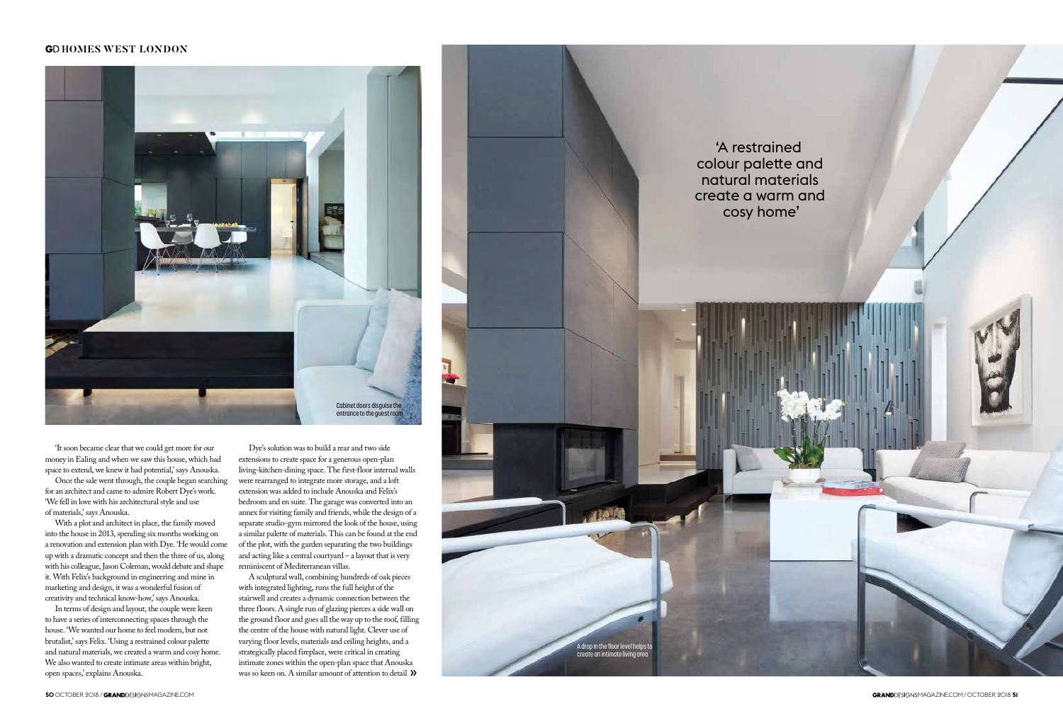Cabinet doors disguise the entrance to the guest room

'It soon became clear that we could get more for our money in Ealing and when we saw this house, which had space to extend, we knew it had potential,' says Anouska.

Once the sale went through, the couple began searching for an architect and came to admire Robert Dye's work. 'We fell in love with his architectural style and use of materials,' says Anouska.

With a plot and architect in place, the family moved into the house in 2013, spending six months working on a renovation and extension plan with Dye. 'He would come up with a dramatic concept and then the three of us, along with his colleague, Jason Coleman, would debate and shape it. With Felix's background in engineering and mine in marketing and design, it was a wonderful fusion of creativity and technical know-how,' says Anouska.

In terms of design and layout, the couple were keen to have a series of interconnecting spaces through the house. 'We wanted our home to feel modern, but not brutalist,' says Felix. 'Using a restrained colour palette and natural materials, we created a warm and cosy home. We also wanted to create intimate areas within bright, open spaces,' explains Anouska.

Dye's solution was to build a rear and two side extensions to create space for a generous open-plan living-kitchen-dining space. The first-floor internal walls were rearranged to integrate more storage, and a loft extension was added to include Anouska and Felix's bedroom and en suite. The garage was converted into an annex for visiting family and friends, while the design of a separate studio-gym mirrored the look of the house, using a similar palette of materials. This can be found at the end of the plot, with the garden separating the two buildings and acting like a central courtyard – a layout that is very reminiscent of Mediterranean villas.

A sculptural wall, combining hundreds of oak pieces with integrated lighting, runs the full height of the stairwell and creates a dynamic connection between the three floors. A single run of glazing pierces a side wall on the ground floor and goes all the way up to the roof, filling the centre of the house with natural light. Clever use of varying floor levels, materials and ceiling heights, and a strategically placed fireplace, were critical in creating intimate zones within the open-plan space that Anouska was so keen on. A similar amount of attention to detail »

'A restrained colour palette and natural materials create a warm and cosy home'

A drop in the floor level helps to create an intimate living area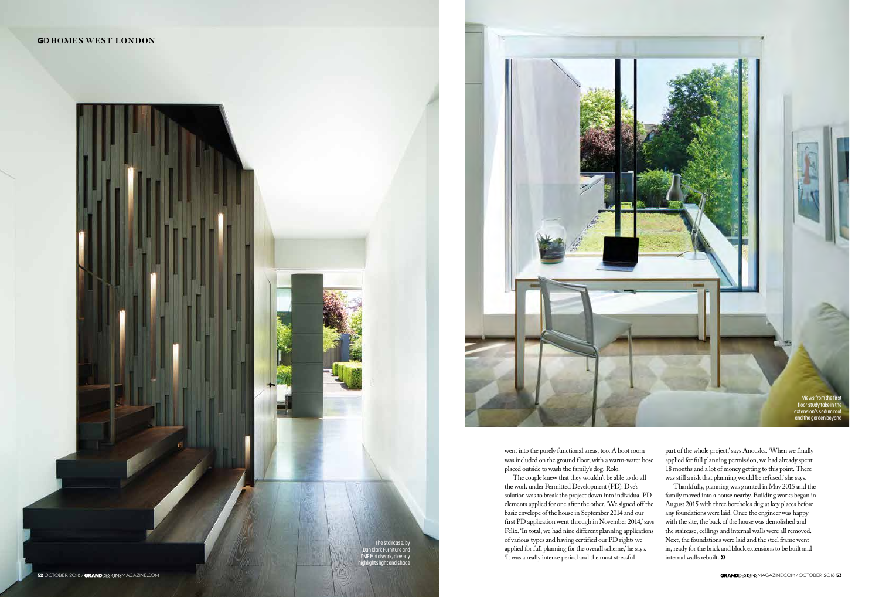The staircase, by Dan Clark Furniture and PMF Metalwork, cleverly highlights light and shade

Views from the first floor study take in the extension's sedum roof and the garden beyond

went into the purely functional areas, too. A boot room was included on the ground floor, with a warm-water hose placed outside to wash the family's dog, Rolo.

The couple knew that they wouldn't be able to do all the work under Permitted Development (PD). Dye's solution was to break the project down into individual PD elements applied for one after the other. 'We signed off the basic envelope of the house in September 2014 and our first PD application went through in November 2014,' says Felix. 'In total, we had nine different planning applications of various types and having certified our PD rights we applied for full planning for the overall scheme,' he says. 'It was a really intense period and the most stressful part of the whole project,' says Anouska. 'When we finally applied for full planning permission, we had already spent 18 months and a lot of money getting to this point. There was still a risk that planning would be refused,' she says.

Thankfully, planning was granted in May 2015 and the family moved into a house nearby. Building works began in August 2015 with three boreholes dug at key places before any foundations were laid. Once the engineer was happy with the site, the back of the house was demolished and the staircase, ceilings and internal walls were all removed. Next, the foundations were laid and the steel frame went in, ready for the brick and block extensions to be built and internal walls rebuilt. »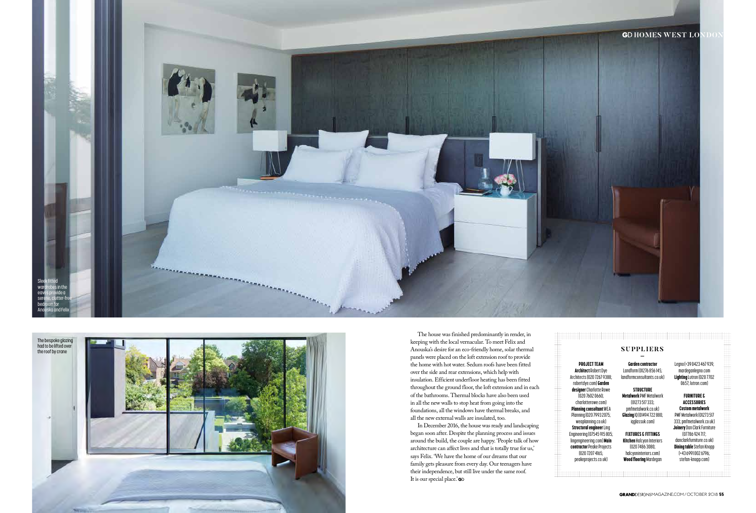Sleek fitted wardrobes in the eaves provide a serene, clutter-free bedroom for Anouska and Felix

The bespoke glazing had to be lifted over the roof by crane

The house was finished predominantly in render, in keeping with the local vernacular. To meet Felix and Anouska's desire for an eco-friendly home, solar thermal panels were placed on the loft extension roof to provide the home with hot water. Sedum roofs have been fitted over the side and rear extensions, which help with insulation. Efficient underfloor heating has been fitted throughout the ground floor, the loft extension and in each of the bathrooms. Thermal blocks have also been used in all the new walls to stop heat from going into the foundations, all the windows have thermal breaks, and all the new external walls are insulated, too.

In December 2016, the house was ready and landscaping began soon after. Despite the planning process and issues around the build, the couple are happy. 'People talk of how architecture can affect lives and that is totally true for us,' says Felix. 'We have the home of our dreams that our family gets pleasure from every day. Our teenagers have their independence, but still live under the same roof. It is our special place.' GD

## SUPPLIERS

**PROJECT TEAM**
**Architect** Robert Dye Architects (020 7267 9388; robertdye.com) **Garden designer** Charlotte Rowe (020 7602 0660; charlotterowe.com) **Planning consultant** WEA Planning (020 7993 2075; weaplanning.co.uk) **Structural engineer** Ling Engineering (07545 915 805; lingengineering.com) **Main contractor** Peake Projects (020 7207 4165; peakeprojects.co.uk)

**Garden contractor** Landform (01276 856 145; landformconsultants.co.uk)

**STRUCTURE**
**Metalwork** PMF Metalwork (01273 517 333; pmfmetalwork.co.uk) **Glazing** IQ (01494 722 880; iqglassuk.com)

**FIXTURES & FITTINGS**
**Kitchen** Halcyon Interiors (020 7486 3080; halcyoninteriors.com) **Wood flooring** Mardegan Legno (+39 0423 467 939; mardeganlegno.com **Lighting** Lutron (020 7702 0657; lutron.com)

**FURNITURE & ACCESSORIES**
**Custom metalwork** PMF Metalwork (01273 517 333; pmfmetalwork.co.uk) **Joinery** Dan Clark Furniture (07786 924 717; danclarkfurniture.co.uk) **Dining table** Stefan Knopp (+43 6991 002 6796; stefan-knopp.com)